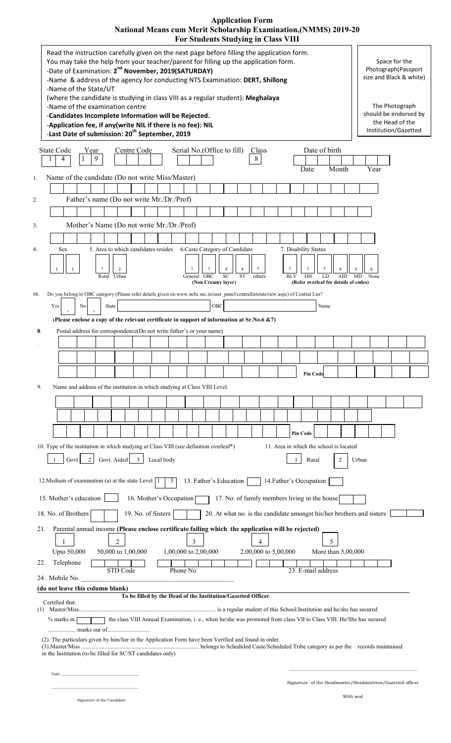# Application Form
## National Means cum Merit Scholarship Examination,(NMMS) 2019-20
### For Students Studying in Class VIII

Read the instruction carefully given on the next page before filling the application form.
You may take the help from your teacher/parent for filling up the application form.
-Date of Examination: **2nd November, 2019(SATURDAY)**
-Name & address of the agency for conducting NTS Examination: **DERT, Shillong**
-Name of the State/UT
(where the candidate is studying in class VIII as a regular student): **Meghalaya**
-Name of the examination centre
-**Candidates Incomplete Information will be Rejected.**
-**Application fee, if any(write NIL if there is no fee): NIL**
-**Last Date of submission: 20th September, 2019**

Space for the Photograph(Passport size and Black & white)

The Photograph should be endorsed by the Head of the Institution/Gazetted

| State Code | Year | Centre Code | Serial No.(Office to fill) | Class | Date of birth |
|---|---|---|---|---|---|
| 1 4 | 1 9 | | | 8 | Date / Month / Year |

1. Name of the candidate (Do not write Miss/Master)

2. Father's name (Do not write Mr./Dr./Prof)

3. Mother's Name (Do not write Mr./Dr./Prof)

4. Sex: 1 / 2

5. Area to which candidates resides: 1 Rural / 2 Urban

6. Caste Category of Candidate: 1 General / 2 OBC (Non Creamy layer) / 3 SC / 4 ST / 5 others

7. Disability Status: 1 BLV / 2 DH / 3 LD / 4 AID / 5 MD / 6 None (Refer overleaf for details of codes)

6b. Do you belong to OBC category (Please refer details given on www.ncbc.nic.in/user_panel/centralliststateview.aspc) of Central List?
Yes 1 / No 2 &nbsp; State ______ OBC ______ Name ______

**(Please enclose a copy of the relevant certificate in support of information at Sr.No.6 &7)**

**8**. Postal address for correspondence(Do not write father's or your name)

Pin Code

9. Name and address of the institution in which studying at Class VIII Level.

Pin Code

10. Type of the institution in which studying at Class VIII (see definition overleaf*): 1 Govt / 2 Govt. Aided / 3 Local body

11. Area in which the school is located: 1 Rural / 2 Urban

12. Medium of examination (a) at the state Level | 1 | 3 |

13. Father's Education

14. Father's Occupation

15. Mother's education

16. Mother's Occupation

17. No. of family members living in the house

18. No. of Brothers

19. No. of Sisters

20. At what no. is the candidate amongst his/her brothers and sisters

21. Parental annual income **(Please enclose certificate failing which the application will be rejected)**
1 Upto 50,000 / 2 50,000 to 1,00,000 / 3 1,00,000 to 2,00,000 / 4 2,00,000 to 5,00,000 / 5 More than 5,00,000

22. Telephone: STD Code / Phone No

23. E-mail address

24 . Mobile No. ____________________________

**(do not leave this column blank)**

**To be filled by the Head of the Institution/Gazetted Officer**

Certified that:

(1) Master/Miss.............................................................................................. is a regular student of this School/Institution and he/she has secured

% marks in [ ] the class VIII Annual Examination, i. e., when he/she was promoted from class VII to Class VIII. He/She has secured

.................. marks out of............................

(2). The particulars given by him/her in the Application Form have been Verified and found in order.

(3).Master/Miss ................................................................................. belongs to Scheduled Caste/Scheduled Tribe category as per the records maintained in the Institution.(to be filled for SC/ST candidates only)

Date ______________________

______________________
Signature of the Candidate

______________________
Signature of the Headmaster/Headmistress/Gazetted officer

With seal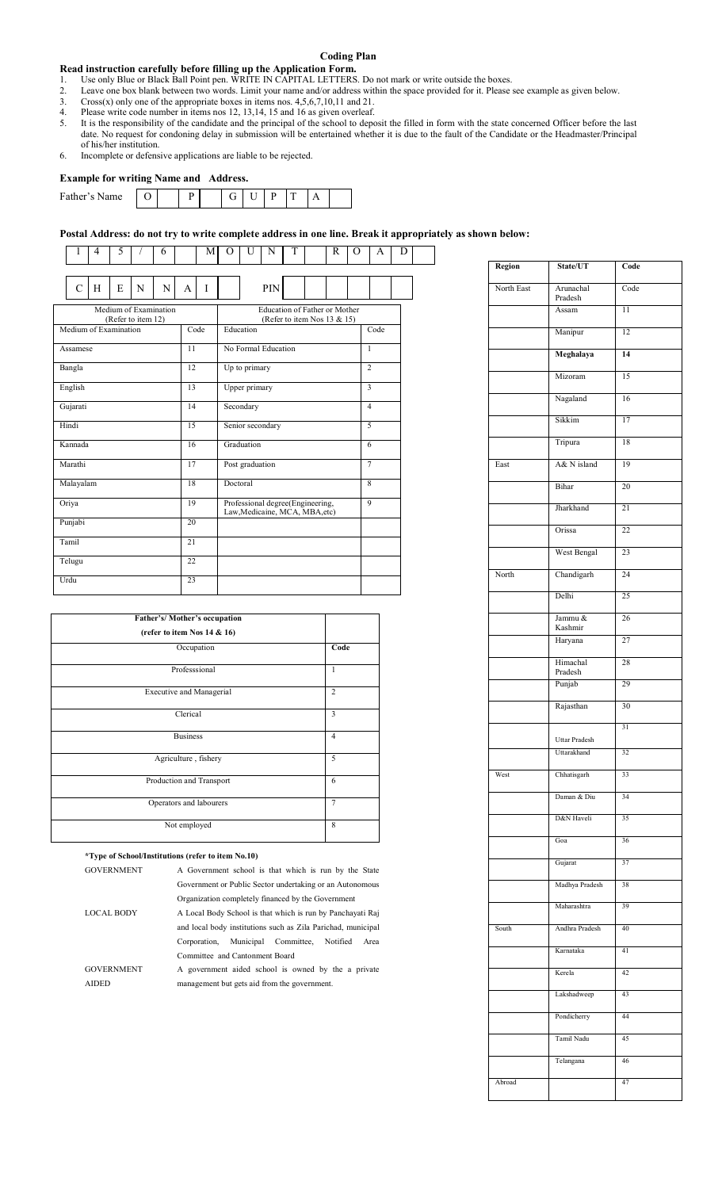## Coding Plan

**Read instruction carefully before filling up the Application Form.**

1. Use only Blue or Black Ball Point pen. WRITE IN CAPITAL LETTERS. Do not mark or write outside the boxes.
2. Leave one box blank between two words. Limit your name and/or address within the space provided for it. Please see example as given below.
3. Cross(x) only one of the appropriate boxes in items nos. 4,5,6,7,10,11 and 21.
4. Please write code number in items nos 12, 13,14, 15 and 16 as given overleaf.
5. It is the responsibility of the candidate and the principal of the school to deposit the filled in form with the state concerned Officer before the last date. No request for condoning delay in submission will be entertained whether it is due to the fault of the Candidate or the Headmaster/Principal of his/her institution.
6. Incomplete or defensive applications are liable to be rejected.

### Example for writing Name and Address.

| Father's Name | O | | P | | G | U | P | T | A | |
|---|---|---|---|---|---|---|---|---|---|---|

**Postal Address: do not try to write complete address in one line. Break it appropriately as shown below:**

| 1 | 4 | 5 | / | 6 | | M | O | U | N | T | | R | O | A | D | |
|---|---|---|---|---|---|---|---|---|---|---|---|---|---|---|---|---|
| C | H | E | N | N | A | I | | | PIN | | | | | | | |

| Medium of Examination (Refer to item 12) | | Education of Father or Mother (Refer to item Nos 13 & 15) | |
|---|---|---|---|
| Medium of Examination | Code | Education | Code |
| Assamese | 11 | No Formal Education | 1 |
| Bangla | 12 | Up to primary | 2 |
| English | 13 | Upper primary | 3 |
| Gujarati | 14 | Secondary | 4 |
| Hindi | 15 | Senior secondary | 5 |
| Kannada | 16 | Graduation | 6 |
| Marathi | 17 | Post graduation | 7 |
| Malayalam | 18 | Doctoral | 8 |
| Oriya | 19 | Professional degree(Engineering, Law,Medicaine, MCA, MBA,etc) | 9 |
| Punjabi | 20 | | |
| Tamil | 21 | | |
| Telugu | 22 | | |
| Urdu | 23 | | |

| Father's/ Mother's occupation (refer to item Nos 14 & 16) | |
|---|---|
| Occupation | Code |
| Professsional | 1 |
| Executive and Managerial | 2 |
| Clerical | 3 |
| Business | 4 |
| Agriculture , fishery | 5 |
| Production and Transport | 6 |
| Operators and labourers | 7 |
| Not employed | 8 |

**\*Type of School/Institutions (refer to item No.10)**

GOVERNMENT — A Government school is that which is run by the State Government or Public Sector undertaking or an Autonomous Organization completely financed by the Government

LOCAL BODY — A Local Body School is that which is run by Panchayati Raj and local body institutions such as Zila Parichad, municipal Corporation, Municipal Committee, Notified Area Committee and Cantonment Board

GOVERNMENT AIDED — A government aided school is owned by the a private management but gets aid from the government.

| Region | State/UT | Code |
|---|---|---|
| North East | Arunachal Pradesh | Code |
| | Assam | 11 |
| | Manipur | 12 |
| | **Meghalaya** | **14** |
| | Mizoram | 15 |
| | Nagaland | 16 |
| | Sikkim | 17 |
| | Tripura | 18 |
| East | A& N island | 19 |
| | Bihar | 20 |
| | Jharkhand | 21 |
| | Orissa | 22 |
| | West Bengal | 23 |
| North | Chandigarh | 24 |
| | Delhi | 25 |
| | Jammu & Kashmir | 26 |
| | Haryana | 27 |
| | Himachal Pradesh | 28 |
| | Punjab | 29 |
| | Rajasthan | 30 |
| | Uttar Pradesh | 31 |
| | Uttarakhand | 32 |
| West | Chhatisgarh | 33 |
| | Daman & Diu | 34 |
| | D&N Haveli | 35 |
| | Goa | 36 |
| | Gujarat | 37 |
| | Madhya Pradesh | 38 |
| | Maharashtra | 39 |
| South | Andhra Pradesh | 40 |
| | Karnataka | 41 |
| | Kerela | 42 |
| | Lakshadweep | 43 |
| | Pondicherry | 44 |
| | Tamil Nadu | 45 |
| | Telangana | 46 |
| Abroad | | 47 |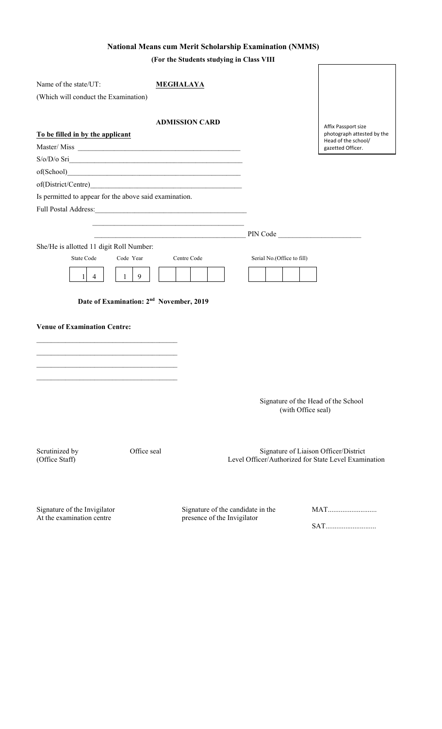# National Means cum Merit Scholarship Examination (NMMS)

**(For the Students studying in Class VIII**

Name of the state/UT: **MEGHALAYA**

(Which will conduct the Examination)

Affix Passport size photograph attested by the Head of the school/ gazetted Officer.

## ADMISSION CARD

**To be filled in by the applicant**

Master/ Miss ____________________________________________

S/o/D/o Sri____________________________________________

of(School)____________________________________________

of(District/Centre)____________________________________________

Is permitted to appear for the above said examination.

Full Postal Address:____________________________________________

____________________________________________

____________________________________________ PIN Code ______________________

She/He is allotted 11 digit Roll Number:

| State Code | | Code Year | | Centre Code | | | | Serial No.(Office to fill) | | | |
|---|---|---|---|---|---|---|---|---|---|---|---|
| 1 | 4 | 1 | 9 | | | | | | | | |

**Date of Examination: 2nd November, 2019**

**Venue of Examination Centre:**

______________________________________

______________________________________

______________________________________

______________________________________

Signature of the Head of the School
(with Office seal)

Scrutinized by
(Office Staff)

Office seal

Signature of Liaison Officer/District Level Officer/Authorized for State Level Examination

Signature of the Invigilator
At the examination centre

Signature of the candidate in the presence of the Invigilator

MAT..........................

SAT...........................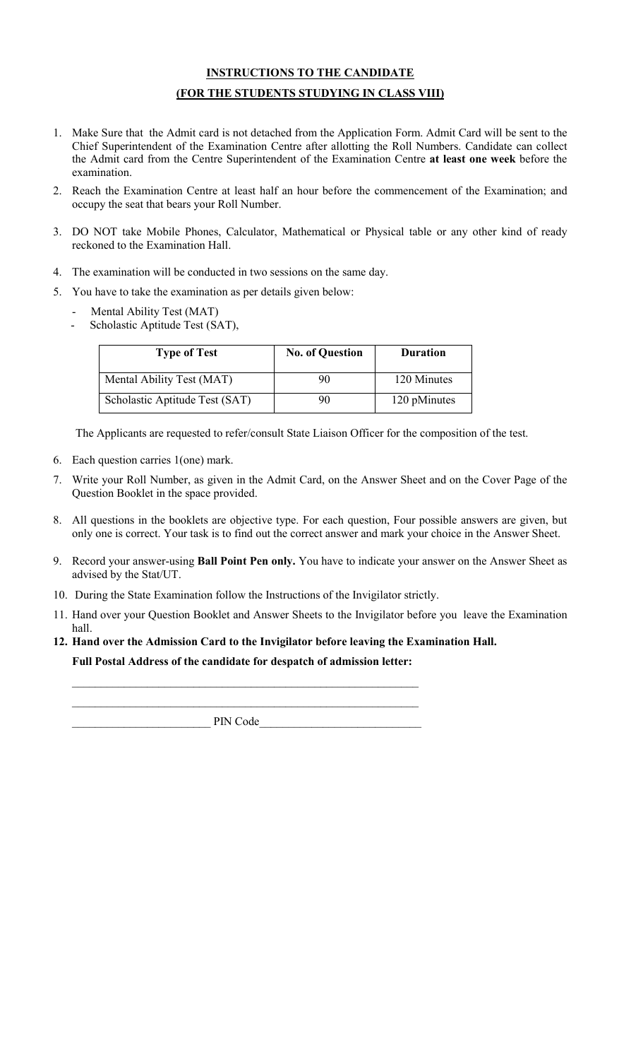## INSTRUCTIONS TO THE CANDIDATE

## (FOR THE STUDENTS STUDYING IN CLASS VIII)

1. Make Sure that the Admit card is not detached from the Application Form. Admit Card will be sent to the Chief Superintendent of the Examination Centre after allotting the Roll Numbers. Candidate can collect the Admit card from the Centre Superintendent of the Examination Centre **at least one week** before the examination.
2. Reach the Examination Centre at least half an hour before the commencement of the Examination; and occupy the seat that bears your Roll Number.
3. DO NOT take Mobile Phones, Calculator, Mathematical or Physical table or any other kind of ready reckoned to the Examination Hall.
4. The examination will be conducted in two sessions on the same day.
5. You have to take the examination as per details given below:
   - Mental Ability Test (MAT)
   - Scholastic Aptitude Test (SAT),

| Type of Test | No. of Question | Duration |
|---|---|---|
| Mental Ability Test (MAT) | 90 | 120 Minutes |
| Scholastic Aptitude Test (SAT) | 90 | 120 pMinutes |

   The Applicants are requested to refer/consult State Liaison Officer for the composition of the test.

6. Each question carries 1(one) mark.
7. Write your Roll Number, as given in the Admit Card, on the Answer Sheet and on the Cover Page of the Question Booklet in the space provided.
8. All questions in the booklets are objective type. For each question, Four possible answers are given, but only one is correct. Your task is to find out the correct answer and mark your choice in the Answer Sheet.
9. Record your answer-using **Ball Point Pen only.** You have to indicate your answer on the Answer Sheet as advised by the Stat/UT.
10. During the State Examination follow the Instructions of the Invigilator strictly.
11. Hand over your Question Booklet and Answer Sheets to the Invigilator before you leave the Examination hall.
12. **Hand over the Admission Card to the Invigilator before leaving the Examination Hall.**

**Full Postal Address of the candidate for despatch of admission letter:**

_______________________________________________

_______________________________________________

______________________ PIN Code__________________________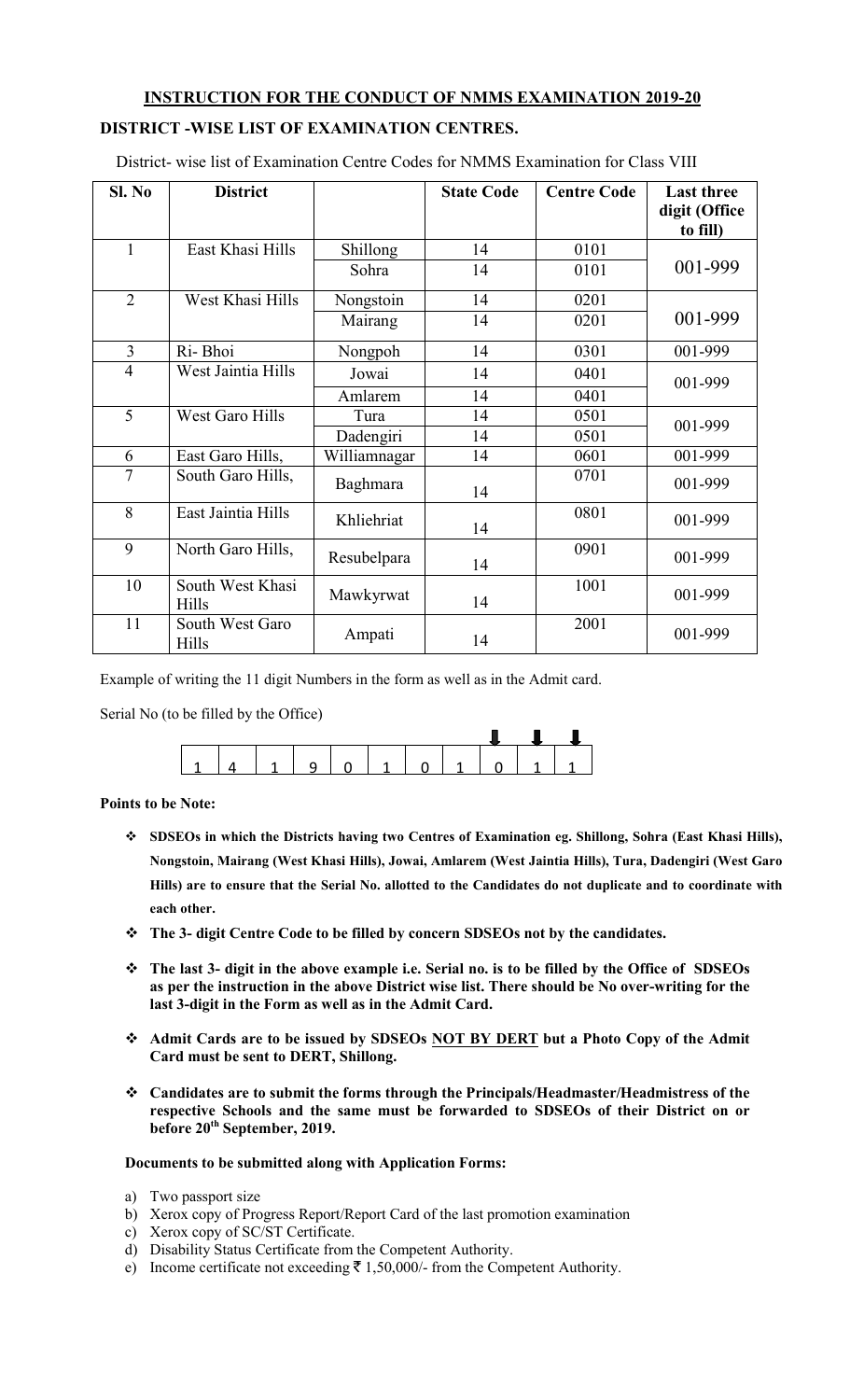## INSTRUCTION FOR THE CONDUCT OF NMMS EXAMINATION 2019-20

### DISTRICT -WISE LIST OF EXAMINATION CENTRES.

District- wise list of Examination Centre Codes for NMMS Examination for Class VIII

| Sl. No | District | | State Code | Centre Code | Last three digit (Office to fill) |
|---|---|---|---|---|---|
| 1 | East Khasi Hills | Shillong | 14 | 0101 | 001-999 |
| | | Sohra | 14 | 0101 | |
| 2 | West Khasi Hills | Nongstoin | 14 | 0201 | 001-999 |
| | | Mairang | 14 | 0201 | |
| 3 | Ri- Bhoi | Nongpoh | 14 | 0301 | 001-999 |
| 4 | West Jaintia Hills | Jowai | 14 | 0401 | 001-999 |
| | | Amlarem | 14 | 0401 | |
| 5 | West Garo Hills | Tura | 14 | 0501 | 001-999 |
| | | Dadengiri | 14 | 0501 | |
| 6 | East Garo Hills, | Williamnagar | 14 | 0601 | 001-999 |
| 7 | South Garo Hills, | Baghmara | 14 | 0701 | 001-999 |
| 8 | East Jaintia Hills | Khliehriat | 14 | 0801 | 001-999 |
| 9 | North Garo Hills, | Resubelpara | 14 | 0901 | 001-999 |
| 10 | South West Khasi Hills | Mawkyrwat | 14 | 1001 | 001-999 |
| 11 | South West Garo Hills | Ampati | 14 | 2001 | 001-999 |

Example of writing the 11 digit Numbers in the form as well as in the Admit card.

Serial No (to be filled by the Office)

| 1 | 4 | 1 | 9 | 0 | 1 | 0 | 1 | 0 | 1 | 1 |
|---|---|---|---|---|---|---|---|---|---|---|

**Points to be Note:**

- **SDSEOs in which the Districts having two Centres of Examination eg. Shillong, Sohra (East Khasi Hills), Nongstoin, Mairang (West Khasi Hills), Jowai, Amlarem (West Jaintia Hills), Tura, Dadengiri (West Garo Hills) are to ensure that the Serial No. allotted to the Candidates do not duplicate and to coordinate with each other.**
- **The 3- digit Centre Code to be filled by concern SDSEOs not by the candidates.**
- **The last 3- digit in the above example i.e. Serial no. is to be filled by the Office of SDSEOs as per the instruction in the above District wise list. There should be No over-writing for the last 3-digit in the Form as well as in the Admit Card.**
- **Admit Cards are to be issued by SDSEOs NOT BY DERT but a Photo Copy of the Admit Card must be sent to DERT, Shillong.**
- **Candidates are to submit the forms through the Principals/Headmaster/Headmistress of the respective Schools and the same must be forwarded to SDSEOs of their District on or before 20th September, 2019.**

**Documents to be submitted along with Application Forms:**

a) Two passport size
b) Xerox copy of Progress Report/Report Card of the last promotion examination
c) Xerox copy of SC/ST Certificate.
d) Disability Status Certificate from the Competent Authority.
e) Income certificate not exceeding ₹ 1,50,000/- from the Competent Authority.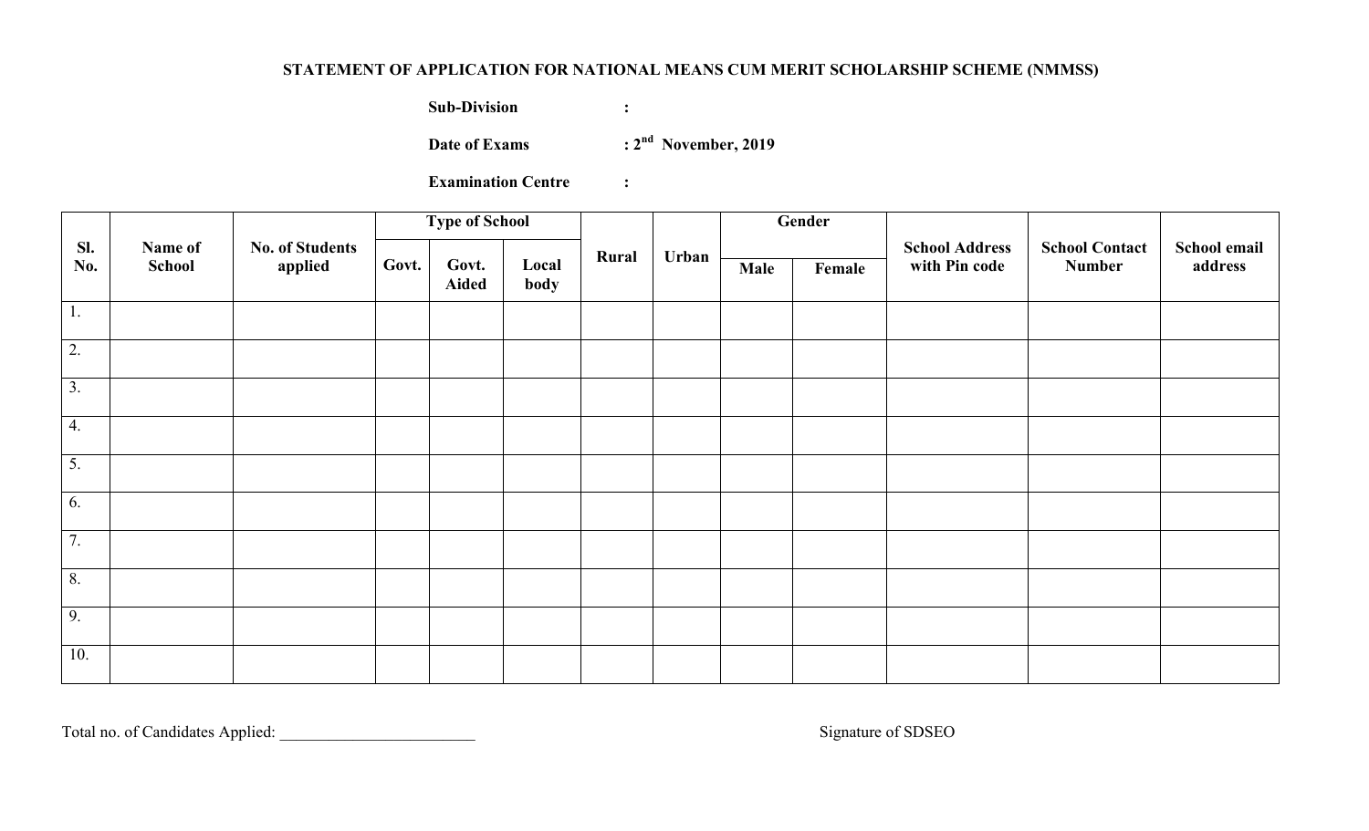**STATEMENT OF APPLICATION FOR NATIONAL MEANS CUM MERIT SCHOLARSHIP SCHEME (NMMSS)**

**Sub-Division** :

**Date of Exams** : 2nd November, 2019

**Examination Centre** :

| Sl. No. | Name of School | No. of Students applied | Type of School | | | Rural | Urban | Gender | | School Address with Pin code | School Contact Number | School email address |
|---|---|---|---|---|---|---|---|---|---|---|---|---|
| | | | Govt. | Govt. Aided | Local body | | | Male | Female | | | |
| 1. | | | | | | | | | | | | |
| 2. | | | | | | | | | | | | |
| 3. | | | | | | | | | | | | |
| 4. | | | | | | | | | | | | |
| 5. | | | | | | | | | | | | |
| 6. | | | | | | | | | | | | |
| 7. | | | | | | | | | | | | |
| 8. | | | | | | | | | | | | |
| 9. | | | | | | | | | | | | |
| 10. | | | | | | | | | | | | |

Total no. of Candidates Applied: ________________________

Signature of SDSEO